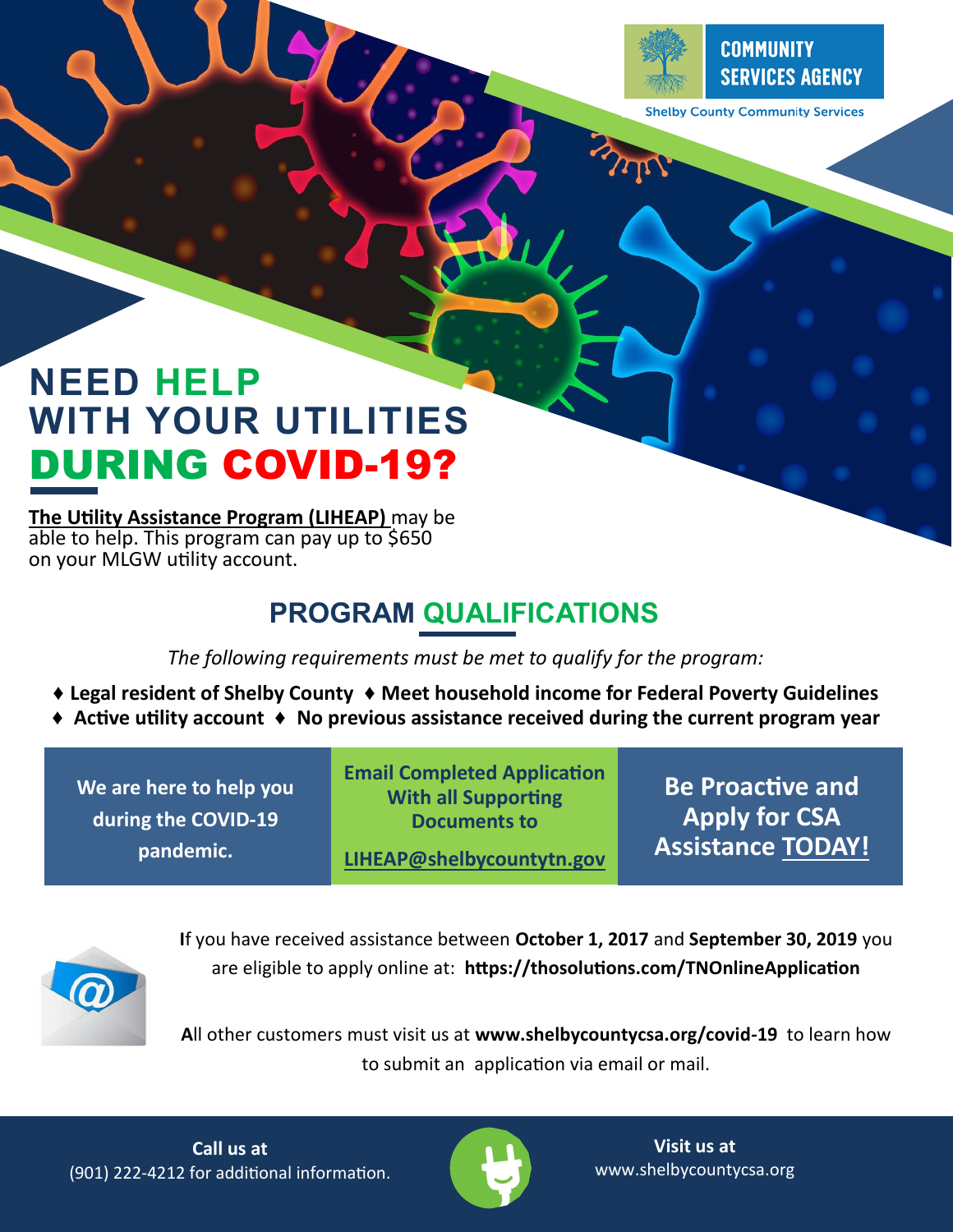COMMUNITY SERVICES AGENCY

Shelby County Community Services

# NEED HELP WITH YOUR UTILITIES DURING COVID-19?

**The Utility Assistance Program (LIHEAP)** may be able to help. This program can pay up to $650 on your MLGW utility account.

## PROGRAM QUALIFICATIONS

*The following requirements must be met to qualify for the program:*

- **Legal resident of Shelby County**
- **Meet household income for Federal Poverty Guidelines**
- **Active utility account**
- **No previous assistance received during the current program year**

**We are here to help you during the COVID-19 pandemic.**

**Email Completed Application With all Supporting Documents to**

**LIHEAP@shelbycountytn.gov**

**Be Proactive and Apply for CSA Assistance TODAY!**

If you have received assistance between **October 1, 2017** and **September 30, 2019** you are eligible to apply online at: **https://thosolutions.com/TNOnlineApplication**

All other customers must visit us at **www.shelbycountycsa.org/covid-19** to learn how to submit an application via email or mail.

**Call us at**
(901) 222-4212 for additional information.

**Visit us at**
www.shelbycountycsa.org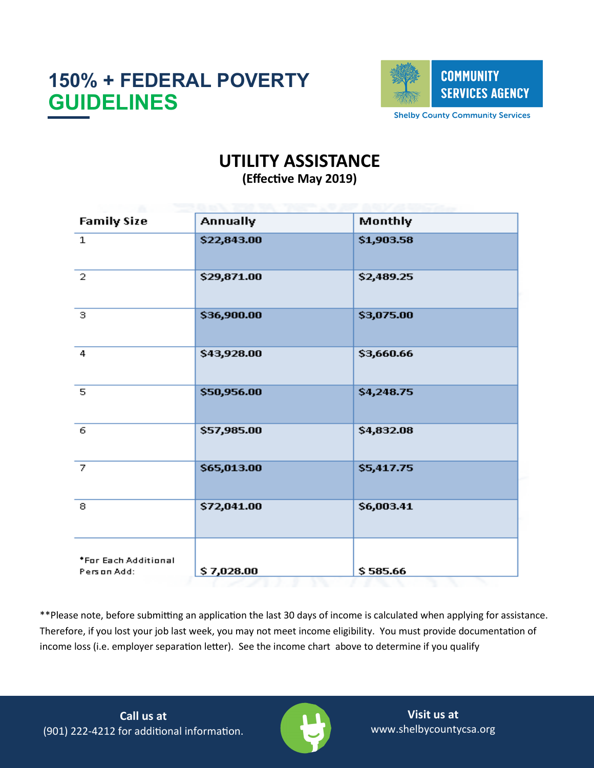# 150% + FEDERAL POVERTY GUIDELINES

COMMUNITY SERVICES AGENCY

Shelby County Community Services

## UTILITY ASSISTANCE

**(Effective May 2019)**

| Family Size | Annually | Monthly |
|---|---|---|
| 1 | $22,843.00 | $1,903.58 |
| 2 | $29,871.00 | $2,489.25 |
| 3 | $36,900.00 | $3,075.00 |
| 4 | $43,928.00 | $3,660.66 |
| 5 | $50,956.00 | $4,248.75 |
| 6 | $57,985.00 | $4,832.08 |
| 7 | $65,013.00 | $5,417.75 |
| 8 | $72,041.00 | $6,003.41 |
| *For Each Additional Person Add: | $ 7,028.00 | $ 585.66 |

**Please note, before submitting an application the last 30 days of income is calculated when applying for assistance. Therefore, if you lost your job last week, you may not meet income eligibility. You must provide documentation of income loss (i.e. employer separation letter). See the income chart above to determine if you qualify

**Call us at**
(901) 222-4212 for additional information.

**Visit us at**
www.shelbycountycsa.org